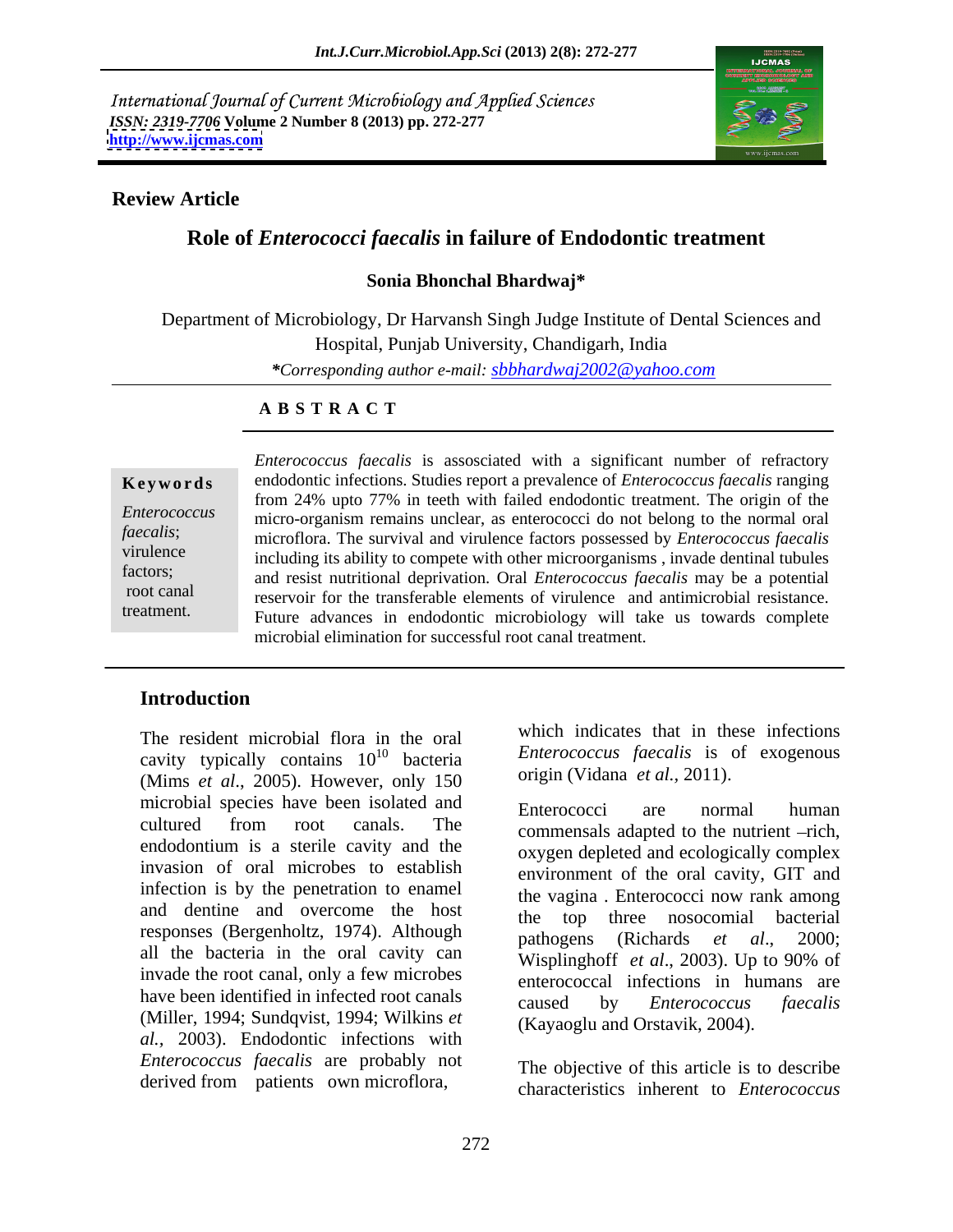International Journal of Current Microbiology and Applied Sciences
*ISSN: 2319-7706* **Volume 2 Number 8 (2013) pp. 272-277**
**http://www.ijcmas.com**

**Review Article**

# Role of *Enterococci faecalis* in failure of Endodontic treatment

**Sonia Bhonchal Bhardwaj***

Department of Microbiology, Dr Harvansh Singh Judge Institute of Dental Sciences and Hospital, Punjab University, Chandigarh, India

**Corresponding author e-mail: sbbhardwaj2002@yahoo.com*

**A B S T R A C T**

**Keywords**

*Enterococcus faecalis*; virulence factors; root canal treatment.

*Enterococcus faecalis* is assosciated with a significant number of refractory endodontic infections. Studies report a prevalence of *Enterococcus faecalis* ranging from 24% upto 77% in teeth with failed endodontic treatment. The origin of the micro-organism remains unclear, as enterococci do not belong to the normal oral microflora. The survival and virulence factors possessed by *Enterococcus faecalis* including its ability to compete with other microorganisms , invade dentinal tubules and resist nutritional deprivation. Oral *Enterococcus faecalis* may be a potential reservoir for the transferable elements of virulence and antimicrobial resistance. Future advances in endodontic microbiology will take us towards complete microbial elimination for successful root canal treatment.

## Introduction

The resident microbial flora in the oral cavity typically contains $10^{10}$ bacteria (Mims *et al*., 2005). However, only 150 microbial species have been isolated and cultured from root canals. The endodontium is a sterile cavity and the invasion of oral microbes to establish infection is by the penetration to enamel and dentine and overcome the host responses (Bergenholtz, 1974). Although all the bacteria in the oral cavity can invade the root canal, only a few microbes have been identified in infected root canals (Miller, 1994; Sundqvist, 1994; Wilkins *et al.*, 2003). Endodontic infections with *Enterococcus faecalis* are probably not derived from patients own microflora, which indicates that in these infections *Enterococcus faecalis* is of exogenous origin (Vidana *et al.*, 2011).

Enterococci are normal human commensals adapted to the nutrient –rich, oxygen depleted and ecologically complex environment of the oral cavity, GIT and the vagina . Enterococci now rank among the top three nosocomial bacterial pathogens (Richards *et al*., 2000; Wisplinghoff *et al*., 2003). Up to 90% of enterococcal infections in humans are caused by *Enterococcus faecalis* (Kayaoglu and Orstavik, 2004).

The objective of this article is to describe characteristics inherent to *Enterococcus*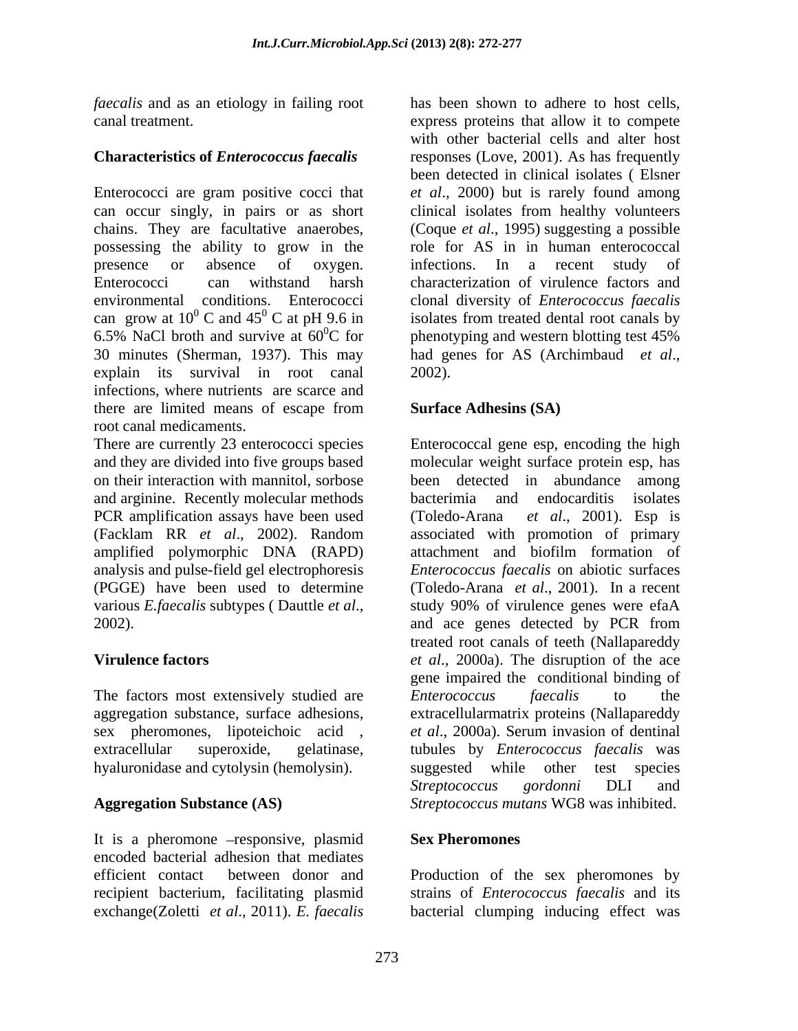*faecalis* and as an etiology in failing root canal treatment.

**Characteristics of *Enterococcus faecalis***

Enterococci are gram positive cocci that can occur singly, in pairs or as short chains. They are facultative anaerobes, possessing the ability to grow in the presence or absence of oxygen. Enterococci can withstand harsh environmental conditions. Enterococci can grow at $10^0$ C and $45^0$ C at pH 9.6 in 6.5% NaCl broth and survive at $60^0$C for 30 minutes (Sherman, 1937). This may explain its survival in root canal infections, where nutrients are scarce and there are limited means of escape from root canal medicaments.

There are currently 23 enterococci species and they are divided into five groups based on their interaction with mannitol, sorbose and arginine. Recently molecular methods PCR amplification assays have been used (Facklam RR *et al*., 2002). Random amplified polymorphic DNA (RAPD) analysis and pulse-field gel electrophoresis (PGGE) have been used to determine various *E.faecalis* subtypes ( Dauttle *et al*., 2002).

**Virulence factors**

The factors most extensively studied are aggregation substance, surface adhesions, sex pheromones, lipoteichoic acid , extracellular superoxide, gelatinase, hyaluronidase and cytolysin (hemolysin).

**Aggregation Substance (AS)**

It is a pheromone –responsive, plasmid encoded bacterial adhesion that mediates efficient contact between donor and recipient bacterium, facilitating plasmid exchange(Zoletti *et al*., 2011). *E. faecalis* has been shown to adhere to host cells, express proteins that allow it to compete with other bacterial cells and alter host responses (Love, 2001). As has frequently been detected in clinical isolates ( Elsner *et al*., 2000) but is rarely found among clinical isolates from healthy volunteers (Coque *et al*., 1995) suggesting a possible role for AS in in human enterococcal infections. In a recent study of characterization of virulence factors and clonal diversity of *Enterococcus faecalis* isolates from treated dental root canals by phenotyping and western blotting test 45% had genes for AS (Archimbaud *et al*., 2002).

**Surface Adhesins (SA)**

Enterococcal gene esp, encoding the high molecular weight surface protein esp, has been detected in abundance among bacterimia and endocarditis isolates (Toledo-Arana *et al*., 2001). Esp is associated with promotion of primary attachment and biofilm formation of *Enterococcus faecalis* on abiotic surfaces (Toledo-Arana *et al*., 2001). In a recent study 90% of virulence genes were efaA and ace genes detected by PCR from treated root canals of teeth (Nallapareddy *et al*., 2000a). The disruption of the ace gene impaired the conditional binding of *Enterococcus faecalis* to the extracellularmatrix proteins (Nallapareddy *et al*., 2000a). Serum invasion of dentinal tubules by *Enterococcus faecalis* was suggested while other test species *Streptococcus gordonni* DLI and *Streptococcus mutans* WG8 was inhibited.

**Sex Pheromones**

Production of the sex pheromones by strains of *Enterococcus faecalis* and its bacterial clumping inducing effect was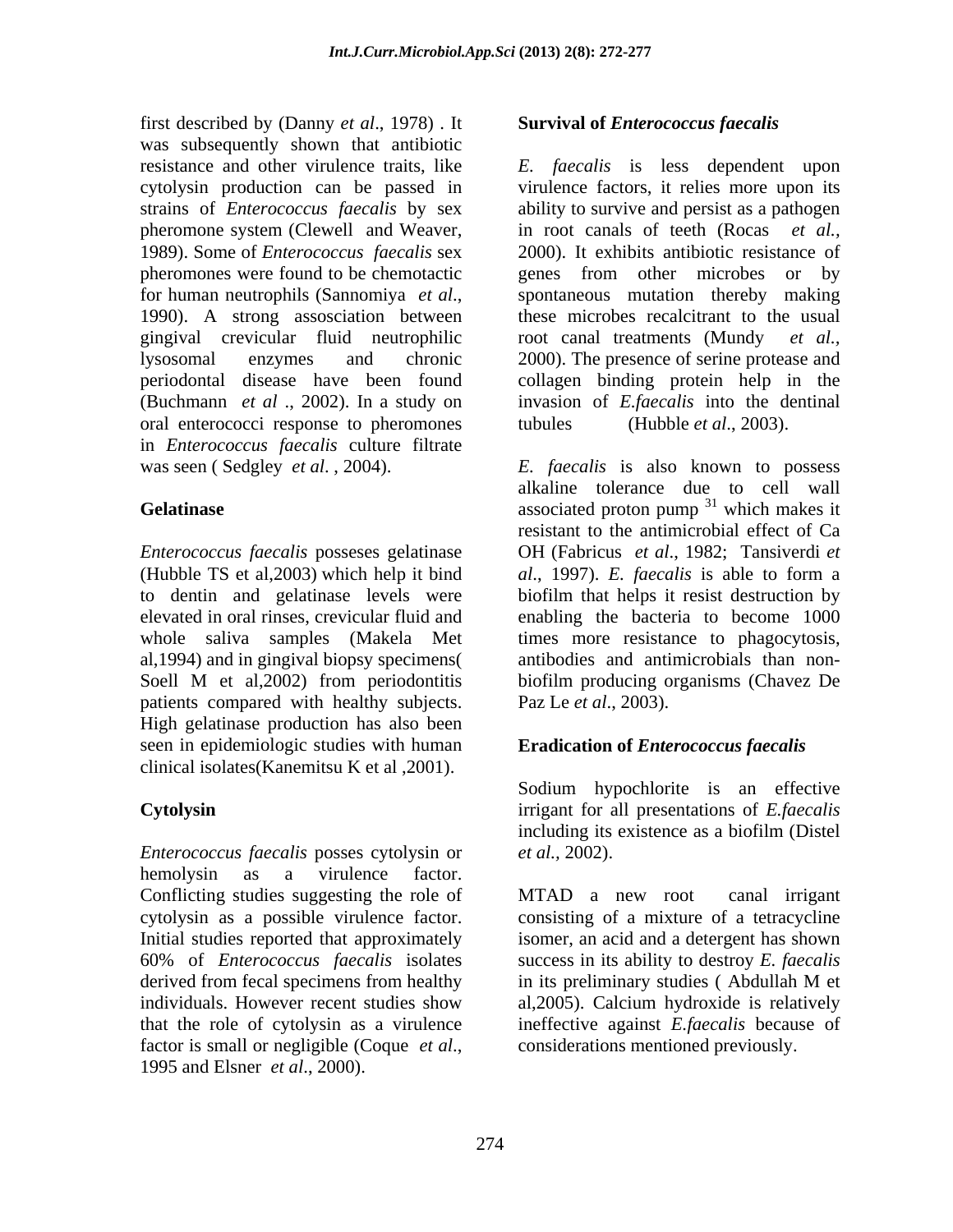first described by (Danny *et al*., 1978) . It was subsequently shown that antibiotic resistance and other virulence traits, like cytolysin production can be passed in strains of *Enterococcus faecalis* by sex pheromone system (Clewell and Weaver, 1989). Some of *Enterococcus faecalis* sex pheromones were found to be chemotactic for human neutrophils (Sannomiya *et al*., 1990). A strong assosciation between gingival crevicular fluid neutrophilic lysosomal enzymes and chronic periodontal disease have been found (Buchmann *et al* ., 2002). In a study on oral enterococci response to pheromones in *Enterococcus faecalis* culture filtrate was seen ( Sedgley *et al*. , 2004).

## Gelatinase

*Enterococcus faecalis* posseses gelatinase (Hubble TS et al,2003) which help it bind to dentin and gelatinase levels were elevated in oral rinses, crevicular fluid and whole saliva samples (Makela Met al,1994) and in gingival biopsy specimens( Soell M et al,2002) from periodontitis patients compared with healthy subjects. High gelatinase production has also been seen in epidemiologic studies with human clinical isolates(Kanemitsu K et al ,2001).

## Cytolysin

*Enterococcus faecalis* posses cytolysin or hemolysin as a virulence factor. Conflicting studies suggesting the role of cytolysin as a possible virulence factor. Initial studies reported that approximately 60% of *Enterococcus faecalis* isolates derived from fecal specimens from healthy individuals. However recent studies show that the role of cytolysin as a virulence factor is small or negligible (Coque *et al*., 1995 and Elsner *et al*., 2000).

## Survival of *Enterococcus faecalis*

*E. faecalis* is less dependent upon virulence factors, it relies more upon its ability to survive and persist as a pathogen in root canals of teeth (Rocas *et al.,* 2000). It exhibits antibiotic resistance of genes from other microbes or by spontaneous mutation thereby making these microbes recalcitrant to the usual root canal treatments (Mundy *et al.,* 2000). The presence of serine protease and collagen binding protein help in the invasion of *E.faecalis* into the dentinal tubules (Hubble *et al*., 2003).

*E. faecalis* is also known to possess alkaline tolerance due to cell wall associated proton pump [31] which makes it resistant to the antimicrobial effect of Ca OH (Fabricus *et al*., 1982; Tansiverdi *et al*., 1997). *E. faecalis* is able to form a biofilm that helps it resist destruction by enabling the bacteria to become 1000 times more resistance to phagocytosis, antibodies and antimicrobials than non-biofilm producing organisms (Chavez De Paz Le *et al*., 2003).

## Eradication of *Enterococcus faecalis*

Sodium hypochlorite is an effective irrigant for all presentations of *E.faecalis* including its existence as a biofilm (Distel *et al.*, 2002).

MTAD a new root canal irrigant consisting of a mixture of a tetracycline isomer, an acid and a detergent has shown success in its ability to destroy *E. faecalis* in its preliminary studies ( Abdullah M et al,2005). Calcium hydroxide is relatively ineffective against *E.faecalis* because of considerations mentioned previously.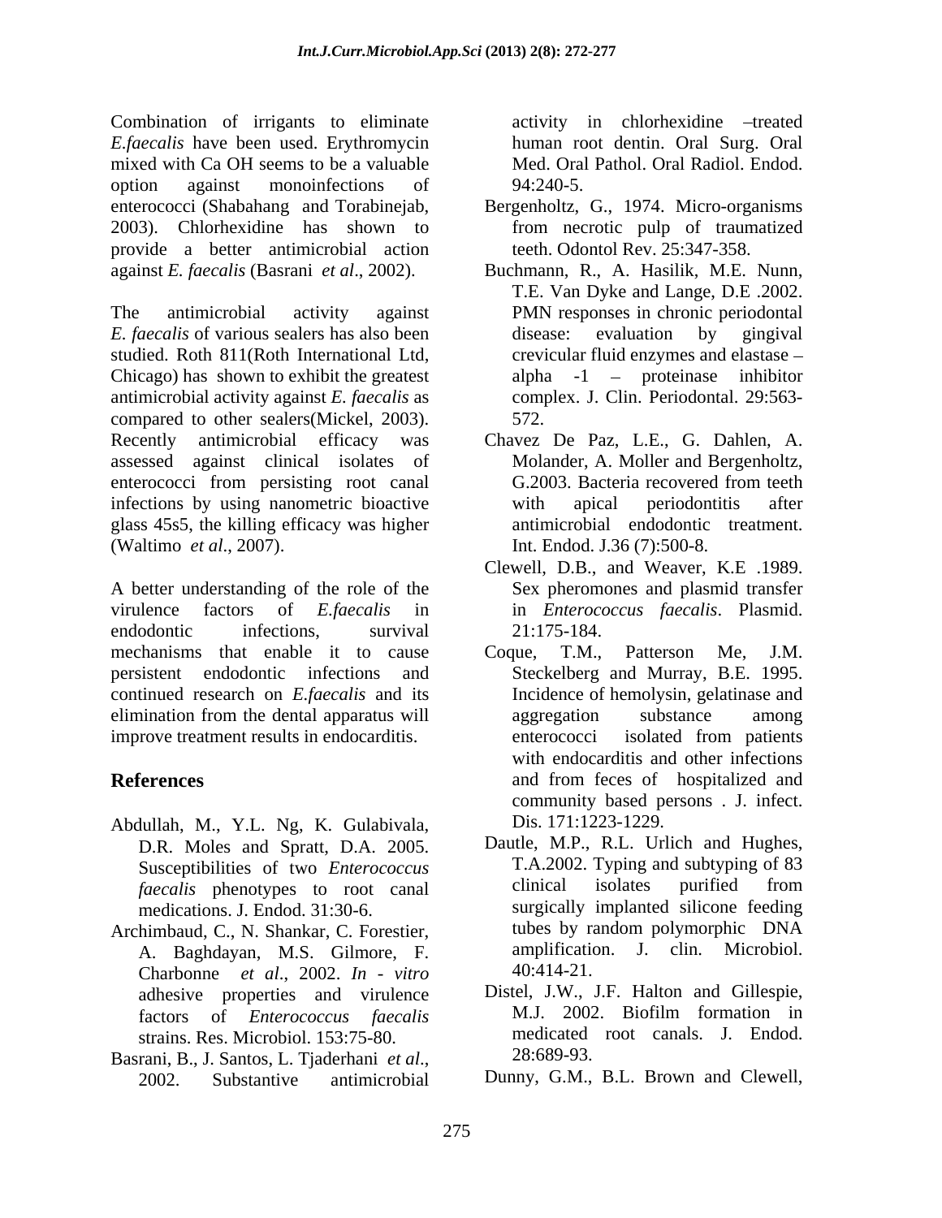Combination of irrigants to eliminate *E.faecalis* have been used. Erythromycin mixed with Ca OH seems to be a valuable option against monoinfections of enterococci (Shabahang and Torabinejab, 2003). Chlorhexidine has shown to provide a better antimicrobial action against *E. faecalis* (Basrani *et al*., 2002).

The antimicrobial activity against *E. faecalis* of various sealers has also been studied. Roth 811(Roth International Ltd, Chicago) has shown to exhibit the greatest antimicrobial activity against *E. faecalis* as compared to other sealers(Mickel, 2003). Recently antimicrobial efficacy was assessed against clinical isolates of enterococci from persisting root canal infections by using nanometric bioactive glass 45s5, the killing efficacy was higher (Waltimo *et al*., 2007).

A better understanding of the role of the virulence factors of *E.faecalis* in endodontic infections, survival mechanisms that enable it to cause persistent endodontic infections and continued research on *E.faecalis* and its elimination from the dental apparatus will improve treatment results in endocarditis.

## References

- Abdullah, M., Y.L. Ng, K. Gulabivala, D.R. Moles and Spratt, D.A. 2005. Susceptibilities of two *Enterococcus faecalis* phenotypes to root canal medications. J. Endod. 31:30-6.
- Archimbaud, C., N. Shankar, C. Forestier, A. Baghdayan, M.S. Gilmore, F. Charbonne *et al*., 2002. *In - vitro* adhesive properties and virulence factors of *Enterococcus faecalis* strains. Res. Microbiol. 153:75-80.
- Basrani, B., J. Santos, L. Tjaderhani *et al*., 2002. Substantive antimicrobial activity in chlorhexidine –treated human root dentin. Oral Surg. Oral Med. Oral Pathol. Oral Radiol. Endod. 94:240-5.
- Bergenholtz, G., 1974. Micro-organisms from necrotic pulp of traumatized teeth. Odontol Rev. 25:347-358.
- Buchmann, R., A. Hasilik, M.E. Nunn, T.E. Van Dyke and Lange, D.E .2002. PMN responses in chronic periodontal disease: evaluation by gingival crevicular fluid enzymes and elastase – alpha -1 – proteinase inhibitor complex. J. Clin. Periodontal. 29:563-572.
- Chavez De Paz, L.E., G. Dahlen, A. Molander, A. Moller and Bergenholtz, G.2003. Bacteria recovered from teeth with apical periodontitis after antimicrobial endodontic treatment. Int. Endod. J.36 (7):500-8.
- Clewell, D.B., and Weaver, K.E .1989. Sex pheromones and plasmid transfer in *Enterococcus faecalis*. Plasmid. 21:175-184.
- Coque, T.M., Patterson Me, J.M. Steckelberg and Murray, B.E. 1995. Incidence of hemolysin, gelatinase and aggregation substance among enterococci isolated from patients with endocarditis and other infections and from feces of hospitalized and community based persons . J. infect. Dis. 171:1223-1229.
- Dautle, M.P., R.L. Urlich and Hughes, T.A.2002. Typing and subtyping of 83 clinical isolates purified from surgically implanted silicone feeding tubes by random polymorphic DNA amplification. J. clin. Microbiol. 40:414-21.
- Distel, J.W., J.F. Halton and Gillespie, M.J. 2002. Biofilm formation in medicated root canals. J. Endod. 28:689-93.
- Dunny, G.M., B.L. Brown and Clewell,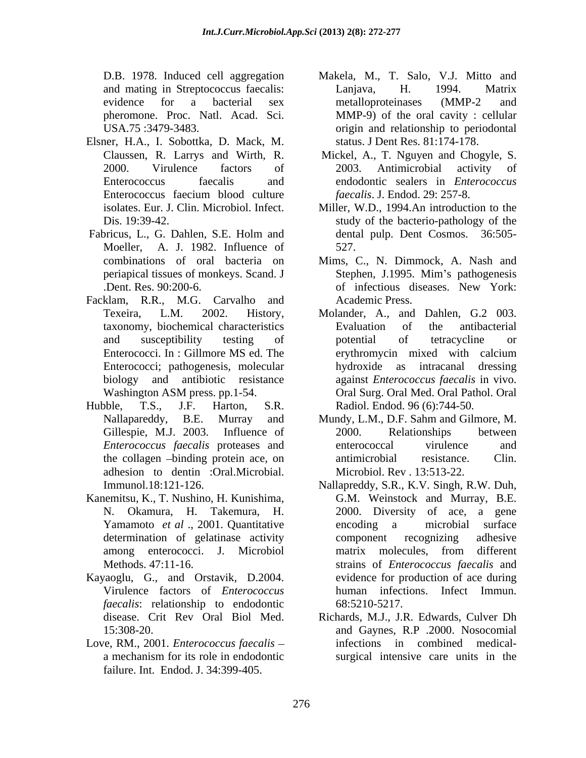D.B. 1978. Induced cell aggregation and mating in Streptococcus faecalis: evidence for a bacterial sex pheromone. Proc. Natl. Acad. Sci. USA.75 :3479-3483.

Elsner, H.A., I. Sobottka, D. Mack, M. Claussen, R. Larrys and Wirth, R. 2000. Virulence factors of Enterococcus faecalis and Enterococcus faecium blood culture isolates. Eur. J. Clin. Microbiol. Infect. Dis. 19:39-42.

Fabricus, L., G. Dahlen, S.E. Holm and Moeller, A. J. 1982. Influence of combinations of oral bacteria on periapical tissues of monkeys. Scand. J .Dent. Res. 90:200-6.

Facklam, R.R., M.G. Carvalho and Texeira, L.M. 2002. History, taxonomy, biochemical characteristics and susceptibility testing of Enterococci. In : Gillmore MS ed. The Enterococci; pathogenesis, molecular biology and antibiotic resistance Washington ASM press. pp.1-54.

Hubble, T.S., J.F. Harton, S.R. Nallapareddy, B.E. Murray and Gillespie, M.J. 2003. Influence of *Enterococcus faecalis* proteases and the collagen –binding protein ace, on adhesion to dentin :Oral.Microbial. Immunol.18:121-126.

Kanemitsu, K., T. Nushino, H. Kunishima, N. Okamura, H. Takemura, H. Yamamoto *et al* ., 2001. Quantitative determination of gelatinase activity among enterococci. J. Microbiol Methods. 47:11-16.

Kayaoglu, G., and Orstavik, D.2004. Virulence factors of *Enterococcus faecalis*: relationship to endodontic disease. Crit Rev Oral Biol Med. 15:308-20.

Love, RM., 2001. *Enterococcus faecalis* – a mechanism for its role in endodontic failure. Int. Endod. J. 34:399-405.

Makela, M., T. Salo, V.J. Mitto and Lanjava, H. 1994. Matrix metalloproteinases (MMP-2 and MMP-9) of the oral cavity : cellular origin and relationship to periodontal status. J Dent Res. 81:174-178.

Mickel, A., T. Nguyen and Chogyle, S. 2003. Antimicrobial activity of endodontic sealers in *Enterococcus faecalis*. J. Endod. 29: 257-8.

Miller, W.D., 1994.An introduction to the study of the bacterio-pathology of the dental pulp. Dent Cosmos. 36:505-527.

Mims, C., N. Dimmock, A. Nash and Stephen, J.1995. Mim's pathogenesis of infectious diseases. New York: Academic Press.

Molander, A., and Dahlen, G.2 003. Evaluation of the antibacterial potential of tetracycline or erythromycin mixed with calcium hydroxide as intracanal dressing against *Enterococcus faecalis* in vivo. Oral Surg. Oral Med. Oral Pathol. Oral Radiol. Endod. 96 (6):744-50.

Mundy, L.M., D.F. Sahm and Gilmore, M. 2000. Relationships between enterococcal virulence and antimicrobial resistance. Clin. Microbiol. Rev . 13:513-22.

Nallapreddy, S.R., K.V. Singh, R.W. Duh, G.M. Weinstock and Murray, B.E. 2000. Diversity of ace, a gene encoding a microbial surface component recognizing adhesive matrix molecules, from different strains of *Enterococcus faecalis* and evidence for production of ace during human infections. Infect Immun. 68:5210-5217.

Richards, M.J., J.R. Edwards, Culver Dh and Gaynes, R.P .2000. Nosocomial infections in combined medical-surgical intensive care units in the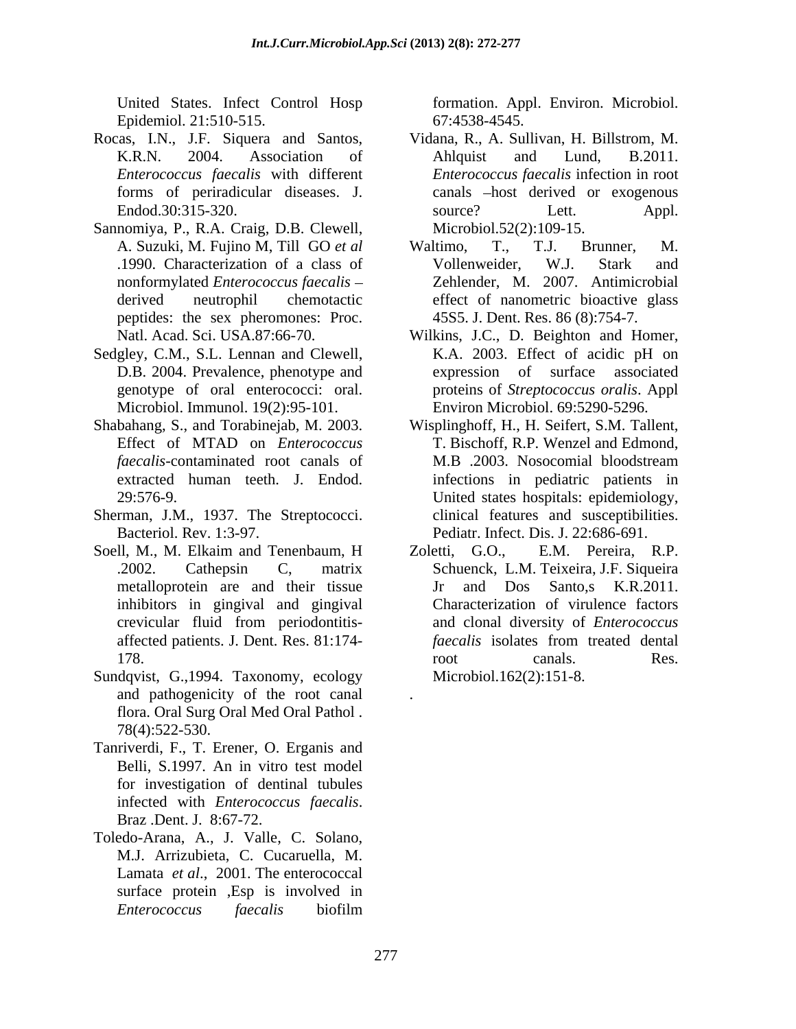United States. Infect Control Hosp Epidemiol. 21:510-515.

Rocas, I.N., J.F. Siquera and Santos, K.R.N. 2004. Association of *Enterococcus faecalis* with different forms of periradicular diseases. J. Endod.30:315-320.

Sannomiya, P., R.A. Craig, D.B. Clewell, A. Suzuki, M. Fujino M, Till GO *et al* .1990. Characterization of a class of nonformylated *Enterococcus faecalis* – derived neutrophil chemotactic peptides: the sex pheromones: Proc. Natl. Acad. Sci. USA.87:66-70.

Sedgley, C.M., S.L. Lennan and Clewell, D.B. 2004. Prevalence, phenotype and genotype of oral enterococci: oral. Microbiol. Immunol. 19(2):95-101.

Shabahang, S., and Torabinejab, M. 2003. Effect of MTAD on *Enterococcus faecalis*-contaminated root canals of extracted human teeth. J. Endod. 29:576-9.

Sherman, J.M., 1937. The Streptococci. Bacteriol. Rev. 1:3-97.

Soell, M., M. Elkaim and Tenenbaum, H .2002. Cathepsin C, matrix metalloprotein are and their tissue inhibitors in gingival and gingival crevicular fluid from periodontitis-affected patients. J. Dent. Res. 81:174-178.

Sundqvist, G.,1994. Taxonomy, ecology and pathogenicity of the root canal flora. Oral Surg Oral Med Oral Pathol . 78(4):522-530.

Tanriverdi, F., T. Erener, O. Erganis and Belli, S.1997. An in vitro test model for investigation of dentinal tubules infected with *Enterococcus faecalis*. Braz .Dent. J. 8:67-72.

Toledo-Arana, A., J. Valle, C. Solano, M.J. Arrizubieta, C. Cucaruella, M. Lamata *et al*., 2001. The enterococcal surface protein ,Esp is involved in *Enterococcus faecalis* biofilm formation. Appl. Environ. Microbiol. 67:4538-4545.

Vidana, R., A. Sullivan, H. Billstrom, M. Ahlquist and Lund, B.2011. *Enterococcus faecalis* infection in root canals –host derived or exogenous source? Lett. Appl. Microbiol.52(2):109-15.

Waltimo, T., T.J. Brunner, M. Vollenweider, W.J. Stark and Zehlender, M. 2007. Antimicrobial effect of nanometric bioactive glass 45S5. J. Dent. Res. 86 (8):754-7.

Wilkins, J.C., D. Beighton and Homer, K.A. 2003. Effect of acidic pH on expression of surface associated proteins of *Streptococcus oralis*. Appl Environ Microbiol. 69:5290-5296.

Wisplinghoff, H., H. Seifert, S.M. Tallent, T. Bischoff, R.P. Wenzel and Edmond, M.B .2003. Nosocomial bloodstream infections in pediatric patients in United states hospitals: epidemiology, clinical features and susceptibilities. Pediatr. Infect. Dis. J. 22:686-691.

Zoletti, G.O., E.M. Pereira, R.P. Schuenck, L.M. Teixeira, J.F. Siqueira Jr and Dos Santo,s K.R.2011. Characterization of virulence factors and clonal diversity of *Enterococcus faecalis* isolates from treated dental root canals. Res. Microbiol.162(2):151-8.